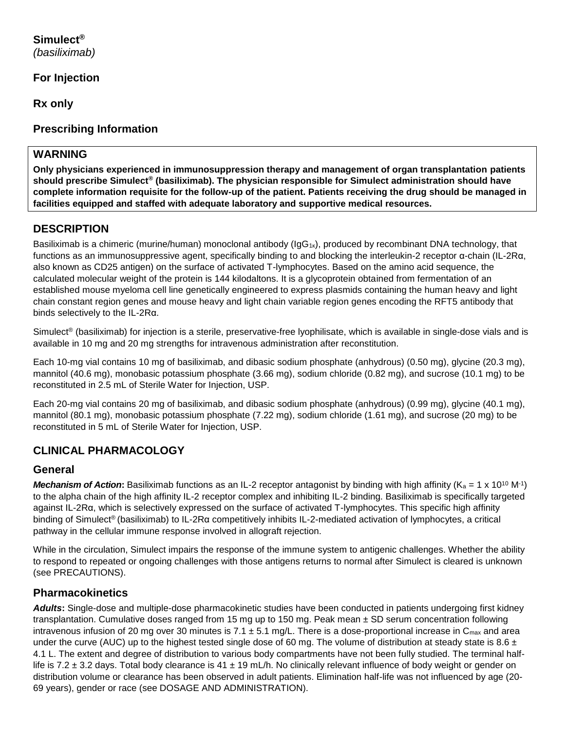**Simulect®**
*(basiliximab)*

**For Injection**

**Rx only**

**Prescribing Information**

> **WARNING**
>
> **Only physicians experienced in immunosuppression therapy and management of organ transplantation patients should prescribe Simulect® (basiliximab). The physician responsible for Simulect administration should have complete information requisite for the follow-up of the patient. Patients receiving the drug should be managed in facilities equipped and staffed with adequate laboratory and supportive medical resources.**

## DESCRIPTION

Basiliximab is a chimeric (murine/human) monoclonal antibody ($IgG_{1\kappa}$), produced by recombinant DNA technology, that functions as an immunosuppressive agent, specifically binding to and blocking the interleukin-2 receptor α-chain (IL-2Rα, also known as CD25 antigen) on the surface of activated T-lymphocytes. Based on the amino acid sequence, the calculated molecular weight of the protein is 144 kilodaltons. It is a glycoprotein obtained from fermentation of an established mouse myeloma cell line genetically engineered to express plasmids containing the human heavy and light chain constant region genes and mouse heavy and light chain variable region genes encoding the RFT5 antibody that binds selectively to the IL-2Rα.

Simulect® (basiliximab) for injection is a sterile, preservative-free lyophilisate, which is available in single-dose vials and is available in 10 mg and 20 mg strengths for intravenous administration after reconstitution.

Each 10-mg vial contains 10 mg of basiliximab, and dibasic sodium phosphate (anhydrous) (0.50 mg), glycine (20.3 mg), mannitol (40.6 mg), monobasic potassium phosphate (3.66 mg), sodium chloride (0.82 mg), and sucrose (10.1 mg) to be reconstituted in 2.5 mL of Sterile Water for Injection, USP.

Each 20-mg vial contains 20 mg of basiliximab, and dibasic sodium phosphate (anhydrous) (0.99 mg), glycine (40.1 mg), mannitol (80.1 mg), monobasic potassium phosphate (7.22 mg), sodium chloride (1.61 mg), and sucrose (20 mg) to be reconstituted in 5 mL of Sterile Water for Injection, USP.

## CLINICAL PHARMACOLOGY

### General

***Mechanism of Action*:** Basiliximab functions as an IL-2 receptor antagonist by binding with high affinity ($K_a = 1 \times 10^{10}\ M^{-1}$) to the alpha chain of the high affinity IL-2 receptor complex and inhibiting IL-2 binding. Basiliximab is specifically targeted against IL-2Rα, which is selectively expressed on the surface of activated T-lymphocytes. This specific high affinity binding of Simulect® (basiliximab) to IL-2Rα competitively inhibits IL-2-mediated activation of lymphocytes, a critical pathway in the cellular immune response involved in allograft rejection.

While in the circulation, Simulect impairs the response of the immune system to antigenic challenges. Whether the ability to respond to repeated or ongoing challenges with those antigens returns to normal after Simulect is cleared is unknown (see PRECAUTIONS).

### Pharmacokinetics

***Adults*:** Single-dose and multiple-dose pharmacokinetic studies have been conducted in patients undergoing first kidney transplantation. Cumulative doses ranged from 15 mg up to 150 mg. Peak mean ± SD serum concentration following intravenous infusion of 20 mg over 30 minutes is 7.1 ± 5.1 mg/L. There is a dose-proportional increase in $C_{max}$ and area under the curve (AUC) up to the highest tested single dose of 60 mg. The volume of distribution at steady state is 8.6 ± 4.1 L. The extent and degree of distribution to various body compartments have not been fully studied. The terminal half-life is 7.2 ± 3.2 days. Total body clearance is 41 ± 19 mL/h. No clinically relevant influence of body weight or gender on distribution volume or clearance has been observed in adult patients. Elimination half-life was not influenced by age (20-69 years), gender or race (see DOSAGE AND ADMINISTRATION).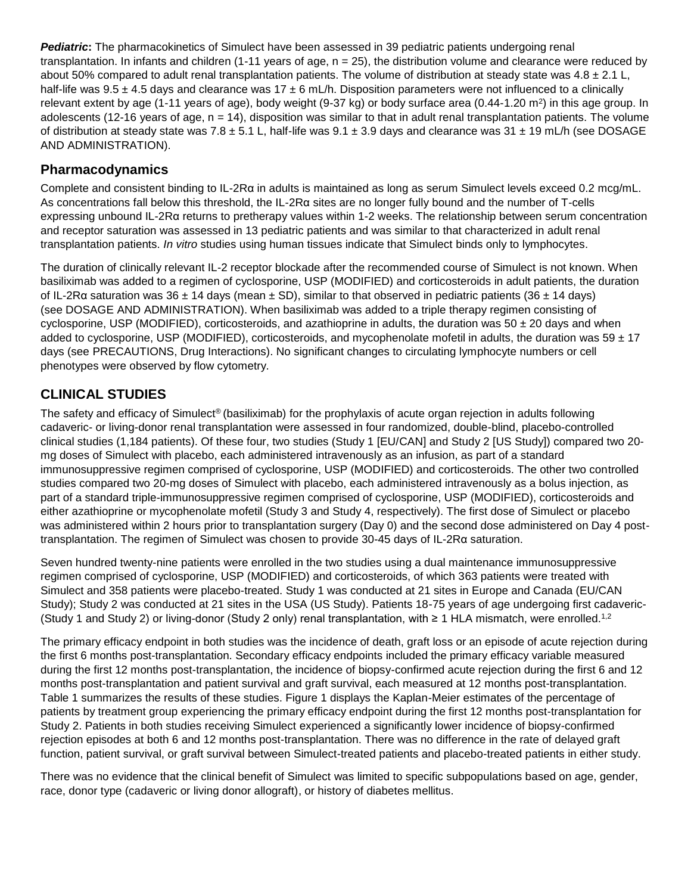***Pediatric*:** The pharmacokinetics of Simulect have been assessed in 39 pediatric patients undergoing renal transplantation. In infants and children (1-11 years of age, n = 25), the distribution volume and clearance were reduced by about 50% compared to adult renal transplantation patients. The volume of distribution at steady state was 4.8 ± 2.1 L, half-life was 9.5 ± 4.5 days and clearance was 17 ± 6 mL/h. Disposition parameters were not influenced to a clinically relevant extent by age (1-11 years of age), body weight (9-37 kg) or body surface area (0.44-1.20 $m^2$) in this age group. In adolescents (12-16 years of age, n = 14), disposition was similar to that in adult renal transplantation patients. The volume of distribution at steady state was 7.8 ± 5.1 L, half-life was 9.1 ± 3.9 days and clearance was 31 ± 19 mL/h (see DOSAGE AND ADMINISTRATION).

## Pharmacodynamics

Complete and consistent binding to IL-2Rα in adults is maintained as long as serum Simulect levels exceed 0.2 mcg/mL. As concentrations fall below this threshold, the IL-2Rα sites are no longer fully bound and the number of T-cells expressing unbound IL-2Rα returns to pretherapy values within 1-2 weeks. The relationship between serum concentration and receptor saturation was assessed in 13 pediatric patients and was similar to that characterized in adult renal transplantation patients. *In vitro* studies using human tissues indicate that Simulect binds only to lymphocytes.

The duration of clinically relevant IL-2 receptor blockade after the recommended course of Simulect is not known. When basiliximab was added to a regimen of cyclosporine, USP (MODIFIED) and corticosteroids in adult patients, the duration of IL-2Rα saturation was 36 ± 14 days (mean ± SD), similar to that observed in pediatric patients (36 ± 14 days) (see DOSAGE AND ADMINISTRATION). When basiliximab was added to a triple therapy regimen consisting of cyclosporine, USP (MODIFIED), corticosteroids, and azathioprine in adults, the duration was 50 ± 20 days and when added to cyclosporine, USP (MODIFIED), corticosteroids, and mycophenolate mofetil in adults, the duration was 59 ± 17 days (see PRECAUTIONS, Drug Interactions). No significant changes to circulating lymphocyte numbers or cell phenotypes were observed by flow cytometry.

## CLINICAL STUDIES

The safety and efficacy of Simulect® (basiliximab) for the prophylaxis of acute organ rejection in adults following cadaveric- or living-donor renal transplantation were assessed in four randomized, double-blind, placebo-controlled clinical studies (1,184 patients). Of these four, two studies (Study 1 [EU/CAN] and Study 2 [US Study]) compared two 20-mg doses of Simulect with placebo, each administered intravenously as an infusion, as part of a standard immunosuppressive regimen comprised of cyclosporine, USP (MODIFIED) and corticosteroids. The other two controlled studies compared two 20-mg doses of Simulect with placebo, each administered intravenously as a bolus injection, as part of a standard triple-immunosuppressive regimen comprised of cyclosporine, USP (MODIFIED), corticosteroids and either azathioprine or mycophenolate mofetil (Study 3 and Study 4, respectively). The first dose of Simulect or placebo was administered within 2 hours prior to transplantation surgery (Day 0) and the second dose administered on Day 4 post-transplantation. The regimen of Simulect was chosen to provide 30-45 days of IL-2Rα saturation.

Seven hundred twenty-nine patients were enrolled in the two studies using a dual maintenance immunosuppressive regimen comprised of cyclosporine, USP (MODIFIED) and corticosteroids, of which 363 patients were treated with Simulect and 358 patients were placebo-treated. Study 1 was conducted at 21 sites in Europe and Canada (EU/CAN Study); Study 2 was conducted at 21 sites in the USA (US Study). Patients 18-75 years of age undergoing first cadaveric- (Study 1 and Study 2) or living-donor (Study 2 only) renal transplantation, with ≥ 1 HLA mismatch, were enrolled.[1,2]

The primary efficacy endpoint in both studies was the incidence of death, graft loss or an episode of acute rejection during the first 6 months post-transplantation. Secondary efficacy endpoints included the primary efficacy variable measured during the first 12 months post-transplantation, the incidence of biopsy-confirmed acute rejection during the first 6 and 12 months post-transplantation and patient survival and graft survival, each measured at 12 months post-transplantation. Table 1 summarizes the results of these studies. Figure 1 displays the Kaplan-Meier estimates of the percentage of patients by treatment group experiencing the primary efficacy endpoint during the first 12 months post-transplantation for Study 2. Patients in both studies receiving Simulect experienced a significantly lower incidence of biopsy-confirmed rejection episodes at both 6 and 12 months post-transplantation. There was no difference in the rate of delayed graft function, patient survival, or graft survival between Simulect-treated patients and placebo-treated patients in either study.

There was no evidence that the clinical benefit of Simulect was limited to specific subpopulations based on age, gender, race, donor type (cadaveric or living donor allograft), or history of diabetes mellitus.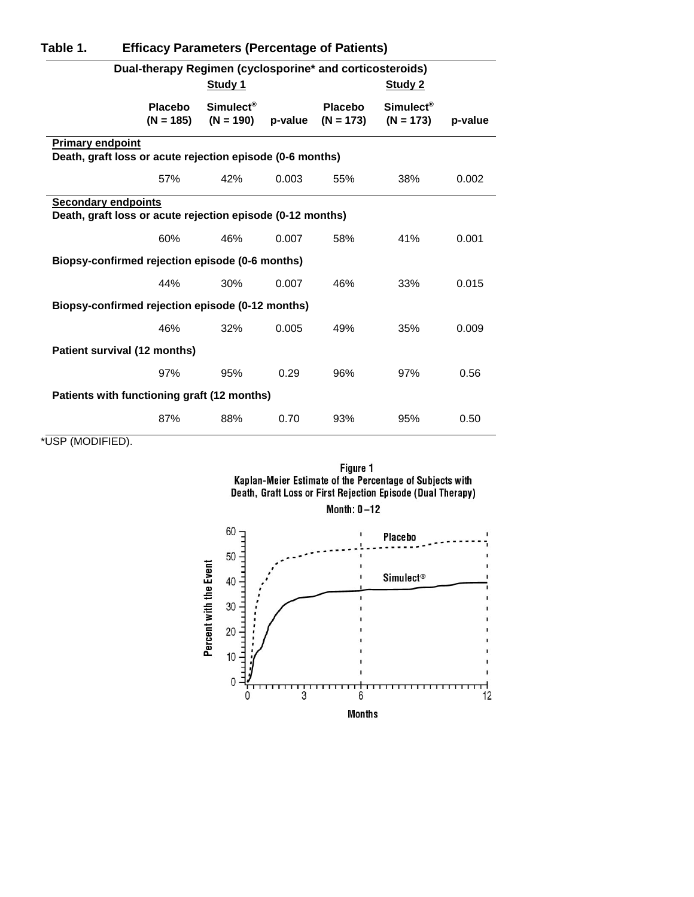**Table 1. Efficacy Parameters (Percentage of Patients)**

| Dual-therapy Regimen (cyclosporine* and corticosteroids) | | | | | | |
|---|---|---|---|---|---|---|
| | Study 1 | | | Study 2 | | |
| | Placebo (N = 185) | Simulect® (N = 190) | p-value | Placebo (N = 173) | Simulect® (N = 173) | p-value |
| **Primary endpoint** | | | | | | |
| **Death, graft loss or acute rejection episode (0-6 months)** | | | | | | |
| | 57% | 42% | 0.003 | 55% | 38% | 0.002 |
| **Secondary endpoints** | | | | | | |
| **Death, graft loss or acute rejection episode (0-12 months)** | | | | | | |
| | 60% | 46% | 0.007 | 58% | 41% | 0.001 |
| **Biopsy-confirmed rejection episode (0-6 months)** | | | | | | |
| | 44% | 30% | 0.007 | 46% | 33% | 0.015 |
| **Biopsy-confirmed rejection episode (0-12 months)** | | | | | | |
| | 46% | 32% | 0.005 | 49% | 35% | 0.009 |
| **Patient survival (12 months)** | | | | | | |
| | 97% | 95% | 0.29 | 96% | 97% | 0.56 |
| **Patients with functioning graft (12 months)** | | | | | | |
| | 87% | 88% | 0.70 | 93% | 95% | 0.50 |

*USP (MODIFIED).

Figure 1
Kaplan-Meier Estimate of the Percentage of Subjects with Death, Graft Loss or First Rejection Episode (Dual Therapy)
Month: 0 – 12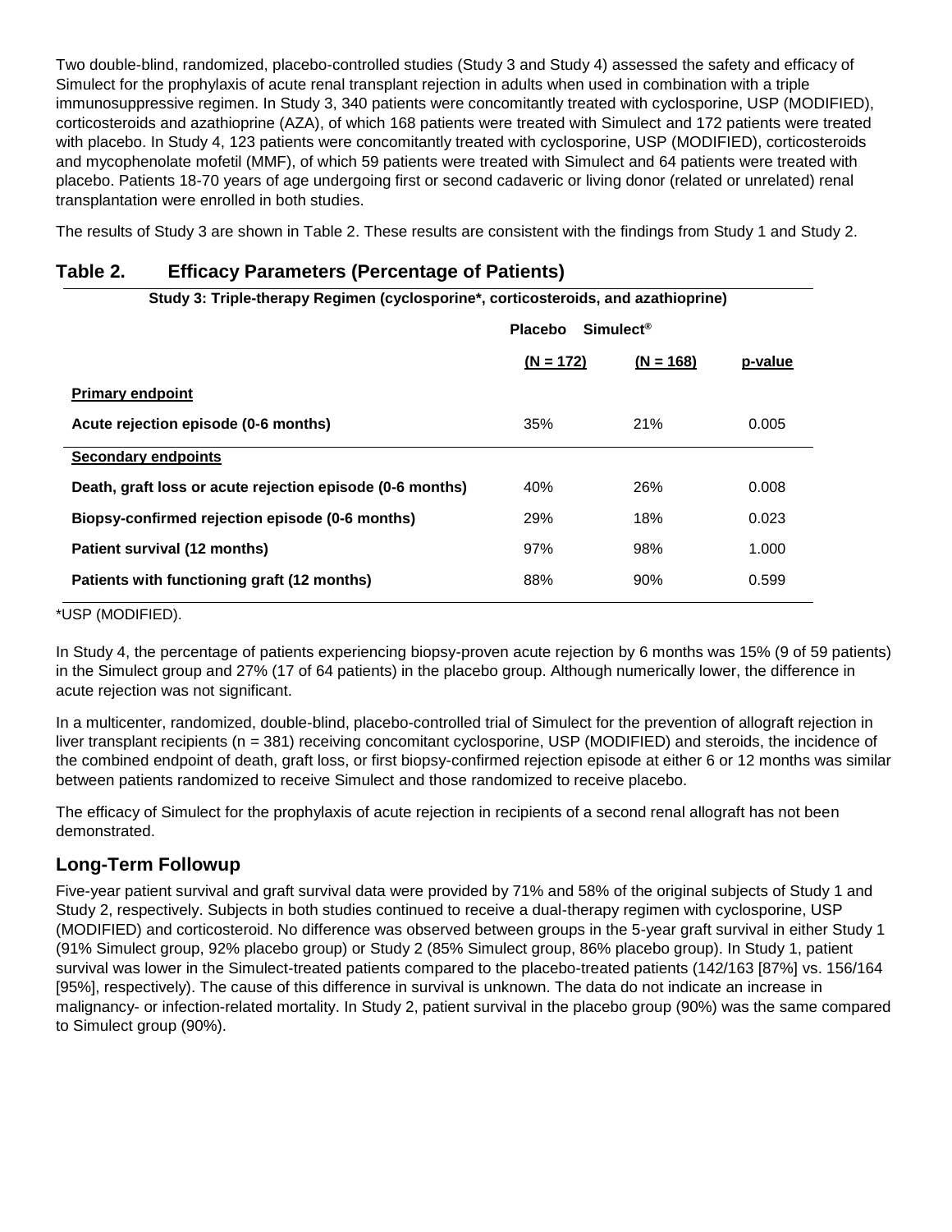Two double-blind, randomized, placebo-controlled studies (Study 3 and Study 4) assessed the safety and efficacy of Simulect for the prophylaxis of acute renal transplant rejection in adults when used in combination with a triple immunosuppressive regimen. In Study 3, 340 patients were concomitantly treated with cyclosporine, USP (MODIFIED), corticosteroids and azathioprine (AZA), of which 168 patients were treated with Simulect and 172 patients were treated with placebo. In Study 4, 123 patients were concomitantly treated with cyclosporine, USP (MODIFIED), corticosteroids and mycophenolate mofetil (MMF), of which 59 patients were treated with Simulect and 64 patients were treated with placebo. Patients 18-70 years of age undergoing first or second cadaveric or living donor (related or unrelated) renal transplantation were enrolled in both studies.

The results of Study 3 are shown in Table 2. These results are consistent with the findings from Study 1 and Study 2.

## Table 2. Efficacy Parameters (Percentage of Patients)

**Study 3: Triple-therapy Regimen (cyclosporine*, corticosteroids, and azathioprine)**

| | Placebo (N = 172) | Simulect® (N = 168) | p-value |
|---|---|---|---|
| **Primary endpoint** | | | |
| **Acute rejection episode (0-6 months)** | 35% | 21% | 0.005 |
| **Secondary endpoints** | | | |
| **Death, graft loss or acute rejection episode (0-6 months)** | 40% | 26% | 0.008 |
| **Biopsy-confirmed rejection episode (0-6 months)** | 29% | 18% | 0.023 |
| **Patient survival (12 months)** | 97% | 98% | 1.000 |
| **Patients with functioning graft (12 months)** | 88% | 90% | 0.599 |

*USP (MODIFIED).

In Study 4, the percentage of patients experiencing biopsy-proven acute rejection by 6 months was 15% (9 of 59 patients) in the Simulect group and 27% (17 of 64 patients) in the placebo group. Although numerically lower, the difference in acute rejection was not significant.

In a multicenter, randomized, double-blind, placebo-controlled trial of Simulect for the prevention of allograft rejection in liver transplant recipients (n = 381) receiving concomitant cyclosporine, USP (MODIFIED) and steroids, the incidence of the combined endpoint of death, graft loss, or first biopsy-confirmed rejection episode at either 6 or 12 months was similar between patients randomized to receive Simulect and those randomized to receive placebo.

The efficacy of Simulect for the prophylaxis of acute rejection in recipients of a second renal allograft has not been demonstrated.

## Long-Term Followup

Five-year patient survival and graft survival data were provided by 71% and 58% of the original subjects of Study 1 and Study 2, respectively. Subjects in both studies continued to receive a dual-therapy regimen with cyclosporine, USP (MODIFIED) and corticosteroid. No difference was observed between groups in the 5-year graft survival in either Study 1 (91% Simulect group, 92% placebo group) or Study 2 (85% Simulect group, 86% placebo group). In Study 1, patient survival was lower in the Simulect-treated patients compared to the placebo-treated patients (142/163 [87%] vs. 156/164 [95%], respectively). The cause of this difference in survival is unknown. The data do not indicate an increase in malignancy- or infection-related mortality. In Study 2, patient survival in the placebo group (90%) was the same compared to Simulect group (90%).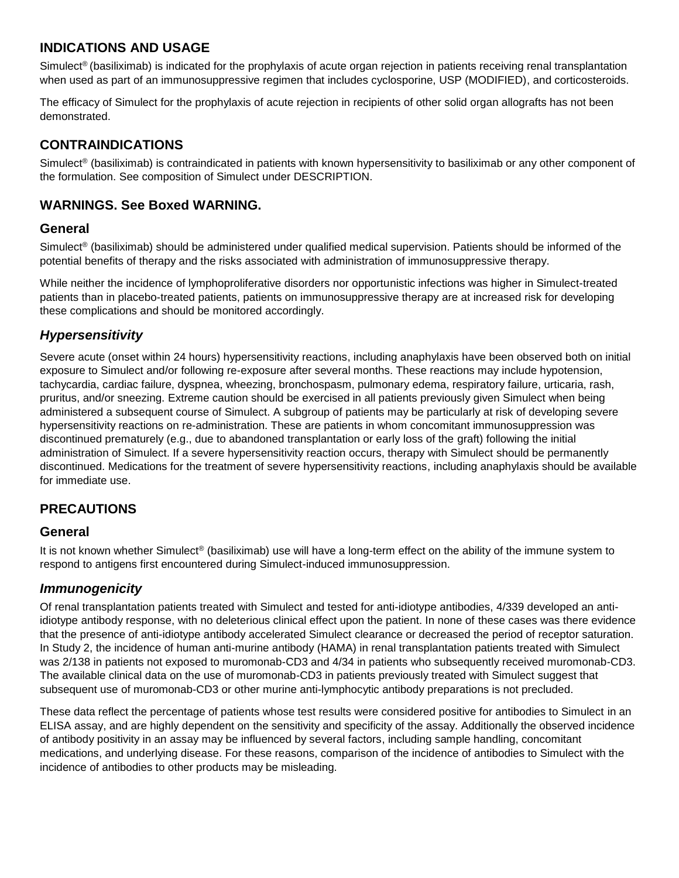## INDICATIONS AND USAGE

Simulect® (basiliximab) is indicated for the prophylaxis of acute organ rejection in patients receiving renal transplantation when used as part of an immunosuppressive regimen that includes cyclosporine, USP (MODIFIED), and corticosteroids.

The efficacy of Simulect for the prophylaxis of acute rejection in recipients of other solid organ allografts has not been demonstrated.

## CONTRAINDICATIONS

Simulect® (basiliximab) is contraindicated in patients with known hypersensitivity to basiliximab or any other component of the formulation. See composition of Simulect under DESCRIPTION.

## WARNINGS. See Boxed WARNING.

### General

Simulect® (basiliximab) should be administered under qualified medical supervision. Patients should be informed of the potential benefits of therapy and the risks associated with administration of immunosuppressive therapy.

While neither the incidence of lymphoproliferative disorders nor opportunistic infections was higher in Simulect-treated patients than in placebo-treated patients, patients on immunosuppressive therapy are at increased risk for developing these complications and should be monitored accordingly.

### *Hypersensitivity*

Severe acute (onset within 24 hours) hypersensitivity reactions, including anaphylaxis have been observed both on initial exposure to Simulect and/or following re-exposure after several months. These reactions may include hypotension, tachycardia, cardiac failure, dyspnea, wheezing, bronchospasm, pulmonary edema, respiratory failure, urticaria, rash, pruritus, and/or sneezing. Extreme caution should be exercised in all patients previously given Simulect when being administered a subsequent course of Simulect. A subgroup of patients may be particularly at risk of developing severe hypersensitivity reactions on re-administration. These are patients in whom concomitant immunosuppression was discontinued prematurely (e.g., due to abandoned transplantation or early loss of the graft) following the initial administration of Simulect. If a severe hypersensitivity reaction occurs, therapy with Simulect should be permanently discontinued. Medications for the treatment of severe hypersensitivity reactions, including anaphylaxis should be available for immediate use.

## PRECAUTIONS

### General

It is not known whether Simulect® (basiliximab) use will have a long-term effect on the ability of the immune system to respond to antigens first encountered during Simulect-induced immunosuppression.

### *Immunogenicity*

Of renal transplantation patients treated with Simulect and tested for anti-idiotype antibodies, 4/339 developed an anti-idiotype antibody response, with no deleterious clinical effect upon the patient. In none of these cases was there evidence that the presence of anti-idiotype antibody accelerated Simulect clearance or decreased the period of receptor saturation. In Study 2, the incidence of human anti-murine antibody (HAMA) in renal transplantation patients treated with Simulect was 2/138 in patients not exposed to muromonab-CD3 and 4/34 in patients who subsequently received muromonab-CD3. The available clinical data on the use of muromonab-CD3 in patients previously treated with Simulect suggest that subsequent use of muromonab-CD3 or other murine anti-lymphocytic antibody preparations is not precluded.

These data reflect the percentage of patients whose test results were considered positive for antibodies to Simulect in an ELISA assay, and are highly dependent on the sensitivity and specificity of the assay. Additionally the observed incidence of antibody positivity in an assay may be influenced by several factors, including sample handling, concomitant medications, and underlying disease. For these reasons, comparison of the incidence of antibodies to Simulect with the incidence of antibodies to other products may be misleading.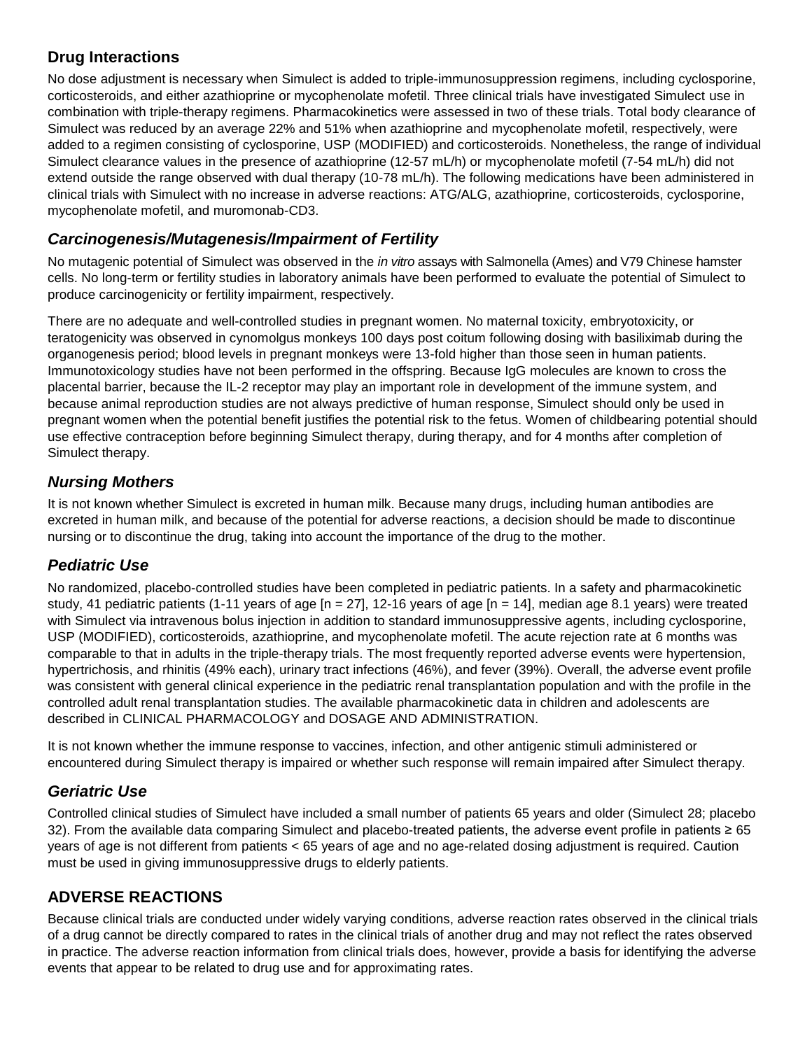## Drug Interactions

No dose adjustment is necessary when Simulect is added to triple-immunosuppression regimens, including cyclosporine, corticosteroids, and either azathioprine or mycophenolate mofetil. Three clinical trials have investigated Simulect use in combination with triple-therapy regimens. Pharmacokinetics were assessed in two of these trials. Total body clearance of Simulect was reduced by an average 22% and 51% when azathioprine and mycophenolate mofetil, respectively, were added to a regimen consisting of cyclosporine, USP (MODIFIED) and corticosteroids. Nonetheless, the range of individual Simulect clearance values in the presence of azathioprine (12-57 mL/h) or mycophenolate mofetil (7-54 mL/h) did not extend outside the range observed with dual therapy (10-78 mL/h). The following medications have been administered in clinical trials with Simulect with no increase in adverse reactions: ATG/ALG, azathioprine, corticosteroids, cyclosporine, mycophenolate mofetil, and muromonab-CD3.

### *Carcinogenesis/Mutagenesis/Impairment of Fertility*

No mutagenic potential of Simulect was observed in the *in vitro* assays with Salmonella (Ames) and V79 Chinese hamster cells. No long-term or fertility studies in laboratory animals have been performed to evaluate the potential of Simulect to produce carcinogenicity or fertility impairment, respectively.

There are no adequate and well-controlled studies in pregnant women. No maternal toxicity, embryotoxicity, or teratogenicity was observed in cynomolgus monkeys 100 days post coitum following dosing with basiliximab during the organogenesis period; blood levels in pregnant monkeys were 13-fold higher than those seen in human patients. Immunotoxicology studies have not been performed in the offspring. Because IgG molecules are known to cross the placental barrier, because the IL-2 receptor may play an important role in development of the immune system, and because animal reproduction studies are not always predictive of human response, Simulect should only be used in pregnant women when the potential benefit justifies the potential risk to the fetus. Women of childbearing potential should use effective contraception before beginning Simulect therapy, during therapy, and for 4 months after completion of Simulect therapy.

### *Nursing Mothers*

It is not known whether Simulect is excreted in human milk. Because many drugs, including human antibodies are excreted in human milk, and because of the potential for adverse reactions, a decision should be made to discontinue nursing or to discontinue the drug, taking into account the importance of the drug to the mother.

### *Pediatric Use*

No randomized, placebo-controlled studies have been completed in pediatric patients. In a safety and pharmacokinetic study, 41 pediatric patients (1-11 years of age [n = 27], 12-16 years of age [n = 14], median age 8.1 years) were treated with Simulect via intravenous bolus injection in addition to standard immunosuppressive agents, including cyclosporine, USP (MODIFIED), corticosteroids, azathioprine, and mycophenolate mofetil. The acute rejection rate at 6 months was comparable to that in adults in the triple-therapy trials. The most frequently reported adverse events were hypertension, hypertrichosis, and rhinitis (49% each), urinary tract infections (46%), and fever (39%). Overall, the adverse event profile was consistent with general clinical experience in the pediatric renal transplantation population and with the profile in the controlled adult renal transplantation studies. The available pharmacokinetic data in children and adolescents are described in CLINICAL PHARMACOLOGY and DOSAGE AND ADMINISTRATION.

It is not known whether the immune response to vaccines, infection, and other antigenic stimuli administered or encountered during Simulect therapy is impaired or whether such response will remain impaired after Simulect therapy.

### *Geriatric Use*

Controlled clinical studies of Simulect have included a small number of patients 65 years and older (Simulect 28; placebo 32). From the available data comparing Simulect and placebo-treated patients, the adverse event profile in patients ≥ 65 years of age is not different from patients < 65 years of age and no age-related dosing adjustment is required. Caution must be used in giving immunosuppressive drugs to elderly patients.

## ADVERSE REACTIONS

Because clinical trials are conducted under widely varying conditions, adverse reaction rates observed in the clinical trials of a drug cannot be directly compared to rates in the clinical trials of another drug and may not reflect the rates observed in practice. The adverse reaction information from clinical trials does, however, provide a basis for identifying the adverse events that appear to be related to drug use and for approximating rates.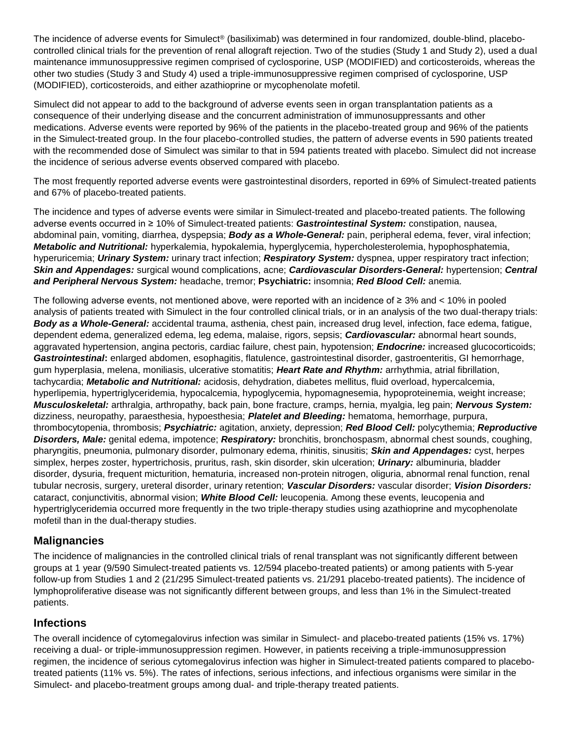The incidence of adverse events for Simulect® (basiliximab) was determined in four randomized, double-blind, placebo-controlled clinical trials for the prevention of renal allograft rejection. Two of the studies (Study 1 and Study 2), used a dual maintenance immunosuppressive regimen comprised of cyclosporine, USP (MODIFIED) and corticosteroids, whereas the other two studies (Study 3 and Study 4) used a triple-immunosuppressive regimen comprised of cyclosporine, USP (MODIFIED), corticosteroids, and either azathioprine or mycophenolate mofetil.

Simulect did not appear to add to the background of adverse events seen in organ transplantation patients as a consequence of their underlying disease and the concurrent administration of immunosuppressants and other medications. Adverse events were reported by 96% of the patients in the placebo-treated group and 96% of the patients in the Simulect-treated group. In the four placebo-controlled studies, the pattern of adverse events in 590 patients treated with the recommended dose of Simulect was similar to that in 594 patients treated with placebo. Simulect did not increase the incidence of serious adverse events observed compared with placebo.

The most frequently reported adverse events were gastrointestinal disorders, reported in 69% of Simulect-treated patients and 67% of placebo-treated patients.

The incidence and types of adverse events were similar in Simulect-treated and placebo-treated patients. The following adverse events occurred in ≥ 10% of Simulect-treated patients: ***Gastrointestinal System:*** constipation, nausea, abdominal pain, vomiting, diarrhea, dyspepsia; ***Body as a Whole-General:*** pain, peripheral edema, fever, viral infection; ***Metabolic and Nutritional:*** hyperkalemia, hypokalemia, hyperglycemia, hypercholesterolemia, hypophosphatemia, hyperuricemia; ***Urinary System:*** urinary tract infection; ***Respiratory System:*** dyspnea, upper respiratory tract infection; ***Skin and Appendages:*** surgical wound complications, acne; ***Cardiovascular Disorders-General:*** hypertension; ***Central and Peripheral Nervous System:*** headache, tremor; **Psychiatric:** insomnia; ***Red Blood Cell:*** anemia.

The following adverse events, not mentioned above, were reported with an incidence of ≥ 3% and < 10% in pooled analysis of patients treated with Simulect in the four controlled clinical trials, or in an analysis of the two dual-therapy trials: ***Body as a Whole-General:*** accidental trauma, asthenia, chest pain, increased drug level, infection, face edema, fatigue, dependent edema, generalized edema, leg edema, malaise, rigors, sepsis; ***Cardiovascular:*** abnormal heart sounds, aggravated hypertension, angina pectoris, cardiac failure, chest pain, hypotension; ***Endocrine:*** increased glucocorticoids; ***Gastrointestinal*:** enlarged abdomen, esophagitis, flatulence, gastrointestinal disorder, gastroenteritis, GI hemorrhage, gum hyperplasia, melena, moniliasis, ulcerative stomatitis; ***Heart Rate and Rhythm:*** arrhythmia, atrial fibrillation, tachycardia; ***Metabolic and Nutritional:*** acidosis, dehydration, diabetes mellitus, fluid overload, hypercalcemia, hyperlipemia, hypertriglyceridemia, hypocalcemia, hypoglycemia, hypomagnesemia, hypoproteinemia, weight increase; ***Musculoskeletal:*** arthralgia, arthropathy, back pain, bone fracture, cramps, hernia, myalgia, leg pain; ***Nervous System:*** dizziness, neuropathy, paraesthesia, hypoesthesia; ***Platelet and Bleeding:*** hematoma, hemorrhage, purpura, thrombocytopenia, thrombosis; ***Psychiatric:*** agitation, anxiety, depression; ***Red Blood Cell:*** polycythemia; ***Reproductive Disorders, Male:*** genital edema, impotence; ***Respiratory:*** bronchitis, bronchospasm, abnormal chest sounds, coughing, pharyngitis, pneumonia, pulmonary disorder, pulmonary edema, rhinitis, sinusitis; ***Skin and Appendages:*** cyst, herpes simplex, herpes zoster, hypertrichosis, pruritus, rash, skin disorder, skin ulceration; ***Urinary:*** albuminuria, bladder disorder, dysuria, frequent micturition, hematuria, increased non-protein nitrogen, oliguria, abnormal renal function, renal tubular necrosis, surgery, ureteral disorder, urinary retention; ***Vascular Disorders:*** vascular disorder; ***Vision Disorders:*** cataract, conjunctivitis, abnormal vision; ***White Blood Cell:*** leucopenia. Among these events, leucopenia and hypertriglyceridemia occurred more frequently in the two triple-therapy studies using azathioprine and mycophenolate mofetil than in the dual-therapy studies.

## Malignancies

The incidence of malignancies in the controlled clinical trials of renal transplant was not significantly different between groups at 1 year (9/590 Simulect-treated patients vs. 12/594 placebo-treated patients) or among patients with 5-year follow-up from Studies 1 and 2 (21/295 Simulect-treated patients vs. 21/291 placebo-treated patients). The incidence of lymphoproliferative disease was not significantly different between groups, and less than 1% in the Simulect-treated patients.

## Infections

The overall incidence of cytomegalovirus infection was similar in Simulect- and placebo-treated patients (15% vs. 17%) receiving a dual- or triple-immunosuppression regimen. However, in patients receiving a triple-immunosuppression regimen, the incidence of serious cytomegalovirus infection was higher in Simulect-treated patients compared to placebo-treated patients (11% vs. 5%). The rates of infections, serious infections, and infectious organisms were similar in the Simulect- and placebo-treatment groups among dual- and triple-therapy treated patients.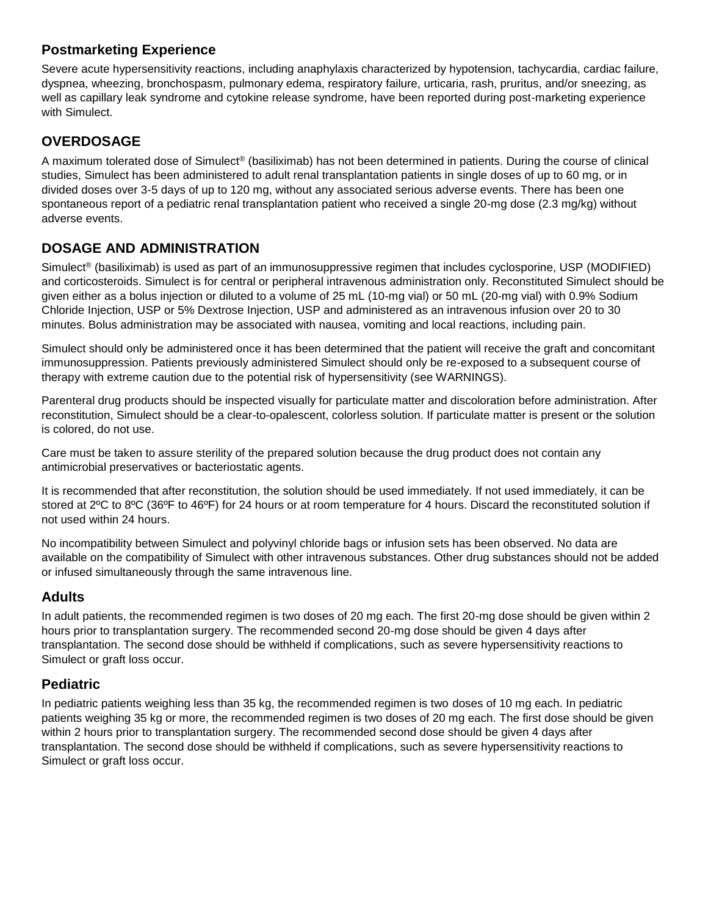## Postmarketing Experience

Severe acute hypersensitivity reactions, including anaphylaxis characterized by hypotension, tachycardia, cardiac failure, dyspnea, wheezing, bronchospasm, pulmonary edema, respiratory failure, urticaria, rash, pruritus, and/or sneezing, as well as capillary leak syndrome and cytokine release syndrome, have been reported during post-marketing experience with Simulect.

## OVERDOSAGE

A maximum tolerated dose of Simulect® (basiliximab) has not been determined in patients. During the course of clinical studies, Simulect has been administered to adult renal transplantation patients in single doses of up to 60 mg, or in divided doses over 3-5 days of up to 120 mg, without any associated serious adverse events. There has been one spontaneous report of a pediatric renal transplantation patient who received a single 20-mg dose (2.3 mg/kg) without adverse events.

## DOSAGE AND ADMINISTRATION

Simulect® (basiliximab) is used as part of an immunosuppressive regimen that includes cyclosporine, USP (MODIFIED) and corticosteroids. Simulect is for central or peripheral intravenous administration only. Reconstituted Simulect should be given either as a bolus injection or diluted to a volume of 25 mL (10-mg vial) or 50 mL (20-mg vial) with 0.9% Sodium Chloride Injection, USP or 5% Dextrose Injection, USP and administered as an intravenous infusion over 20 to 30 minutes. Bolus administration may be associated with nausea, vomiting and local reactions, including pain.

Simulect should only be administered once it has been determined that the patient will receive the graft and concomitant immunosuppression. Patients previously administered Simulect should only be re-exposed to a subsequent course of therapy with extreme caution due to the potential risk of hypersensitivity (see WARNINGS).

Parenteral drug products should be inspected visually for particulate matter and discoloration before administration. After reconstitution, Simulect should be a clear-to-opalescent, colorless solution. If particulate matter is present or the solution is colored, do not use.

Care must be taken to assure sterility of the prepared solution because the drug product does not contain any antimicrobial preservatives or bacteriostatic agents.

It is recommended that after reconstitution, the solution should be used immediately. If not used immediately, it can be stored at 2ºC to 8ºC (36ºF to 46ºF) for 24 hours or at room temperature for 4 hours. Discard the reconstituted solution if not used within 24 hours.

No incompatibility between Simulect and polyvinyl chloride bags or infusion sets has been observed. No data are available on the compatibility of Simulect with other intravenous substances. Other drug substances should not be added or infused simultaneously through the same intravenous line.

### Adults

In adult patients, the recommended regimen is two doses of 20 mg each. The first 20-mg dose should be given within 2 hours prior to transplantation surgery. The recommended second 20-mg dose should be given 4 days after transplantation. The second dose should be withheld if complications, such as severe hypersensitivity reactions to Simulect or graft loss occur.

### Pediatric

In pediatric patients weighing less than 35 kg, the recommended regimen is two doses of 10 mg each. In pediatric patients weighing 35 kg or more, the recommended regimen is two doses of 20 mg each. The first dose should be given within 2 hours prior to transplantation surgery. The recommended second dose should be given 4 days after transplantation. The second dose should be withheld if complications, such as severe hypersensitivity reactions to Simulect or graft loss occur.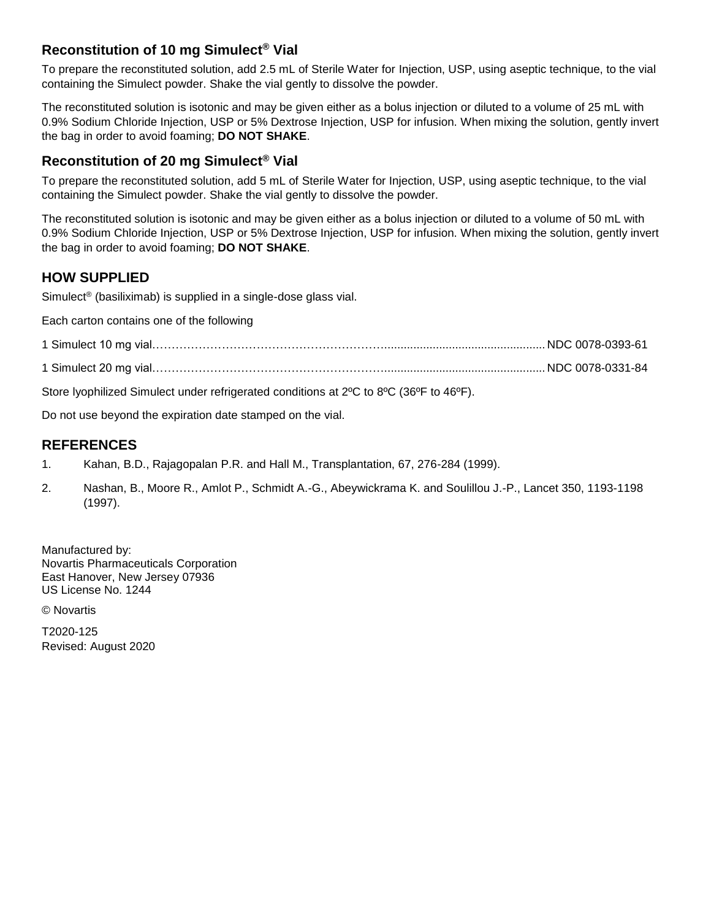### Reconstitution of 10 mg Simulect® Vial

To prepare the reconstituted solution, add 2.5 mL of Sterile Water for Injection, USP, using aseptic technique, to the vial containing the Simulect powder. Shake the vial gently to dissolve the powder.

The reconstituted solution is isotonic and may be given either as a bolus injection or diluted to a volume of 25 mL with 0.9% Sodium Chloride Injection, USP or 5% Dextrose Injection, USP for infusion. When mixing the solution, gently invert the bag in order to avoid foaming; **DO NOT SHAKE**.

### Reconstitution of 20 mg Simulect® Vial

To prepare the reconstituted solution, add 5 mL of Sterile Water for Injection, USP, using aseptic technique, to the vial containing the Simulect powder. Shake the vial gently to dissolve the powder.

The reconstituted solution is isotonic and may be given either as a bolus injection or diluted to a volume of 50 mL with 0.9% Sodium Chloride Injection, USP or 5% Dextrose Injection, USP for infusion. When mixing the solution, gently invert the bag in order to avoid foaming; **DO NOT SHAKE**.

## HOW SUPPLIED

Simulect® (basiliximab) is supplied in a single-dose glass vial.

Each carton contains one of the following

1 Simulect 10 mg vial……………………………………………………………................................................. NDC 0078-0393-61

1 Simulect 20 mg vial……………………………………………………………................................................. NDC 0078-0331-84

Store lyophilized Simulect under refrigerated conditions at 2ºC to 8ºC (36ºF to 46ºF).

Do not use beyond the expiration date stamped on the vial.

## REFERENCES

1. Kahan, B.D., Rajagopalan P.R. and Hall M., Transplantation, 67, 276-284 (1999).
2. Nashan, B., Moore R., Amlot P., Schmidt A.-G., Abeywickrama K. and Soulillou J.-P., Lancet 350, 1193-1198 (1997).

Manufactured by:
Novartis Pharmaceuticals Corporation
East Hanover, New Jersey 07936
US License No. 1244

© Novartis

T2020-125
Revised: August 2020